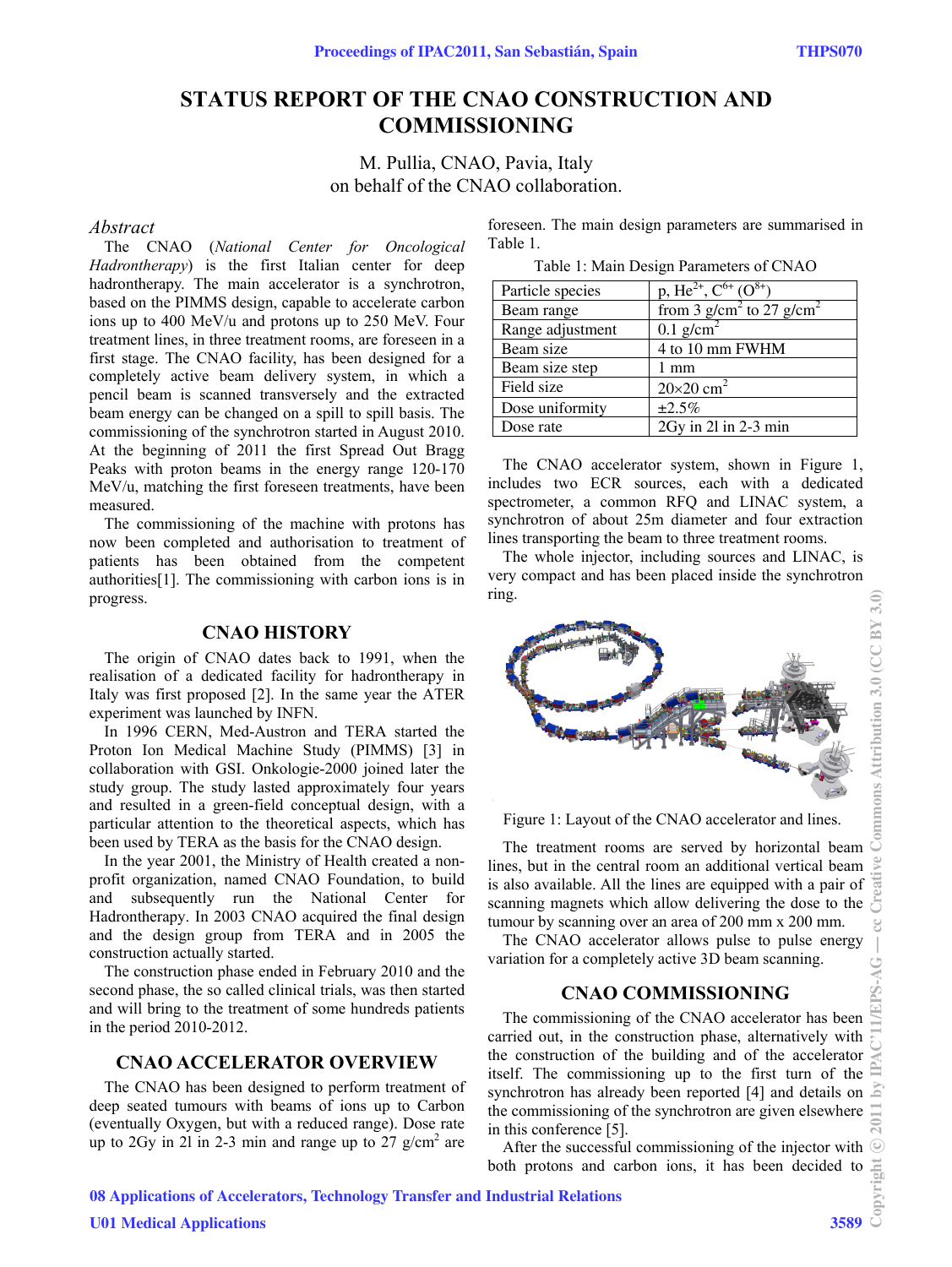# STATUS REPORT OF THE CNAO CONSTRUCTION AND COMMISSIONING

M. Pullia, CNAO, Pavia, Italy
on behalf of the CNAO collaboration.

## *Abstract*

The CNAO (*National Center for Oncological Hadrontherapy*) is the first Italian center for deep hadrontherapy. The main accelerator is a synchrotron, based on the PIMMS design, capable to accelerate carbon ions up to 400 MeV/u and protons up to 250 MeV. Four treatment lines, in three treatment rooms, are foreseen in a first stage. The CNAO facility, has been designed for a completely active beam delivery system, in which a pencil beam is scanned transversely and the extracted beam energy can be changed on a spill to spill basis. The commissioning of the synchrotron started in August 2010. At the beginning of 2011 the first Spread Out Bragg Peaks with proton beams in the energy range 120-170 MeV/u, matching the first foreseen treatments, have been measured.

The commissioning of the machine with protons has now been completed and authorisation to treatment of patients has been obtained from the competent authorities[1]. The commissioning with carbon ions is in progress.

## CNAO HISTORY

The origin of CNAO dates back to 1991, when the realisation of a dedicated facility for hadrontherapy in Italy was first proposed [2]. In the same year the ATER experiment was launched by INFN.

In 1996 CERN, Med-Austron and TERA started the Proton Ion Medical Machine Study (PIMMS) [3] in collaboration with GSI. Onkologie-2000 joined later the study group. The study lasted approximately four years and resulted in a green-field conceptual design, with a particular attention to the theoretical aspects, which has been used by TERA as the basis for the CNAO design.

In the year 2001, the Ministry of Health created a non-profit organization, named CNAO Foundation, to build and subsequently run the National Center for Hadrontherapy. In 2003 CNAO acquired the final design and the design group from TERA and in 2005 the construction actually started.

The construction phase ended in February 2010 and the second phase, the so called clinical trials, was then started and will bring to the treatment of some hundreds patients in the period 2010-2012.

## CNAO ACCELERATOR OVERVIEW

The CNAO has been designed to perform treatment of deep seated tumours with beams of ions up to Carbon (eventually Oxygen, but with a reduced range). Dose rate up to 2Gy in 2l in 2-3 min and range up to 27 g/cm$^2$ are foreseen. The main design parameters are summarised in Table 1.

Table 1: Main Design Parameters of CNAO

| | |
|---|---|
| Particle species | p, $He^{2+}$, $C^{6+}$ ($O^{8+}$) |
| Beam range | from 3 g/cm$^2$ to 27 g/cm$^2$ |
| Range adjustment | 0.1 g/cm$^2$ |
| Beam size | 4 to 10 mm FWHM |
| Beam size step | 1 mm |
| Field size | 20×20 cm$^2$ |
| Dose uniformity | ±2.5% |
| Dose rate | 2Gy in 2l in 2-3 min |

The CNAO accelerator system, shown in Figure 1, includes two ECR sources, each with a dedicated spectrometer, a common RFQ and LINAC system, a synchrotron of about 25m diameter and four extraction lines transporting the beam to three treatment rooms.

The whole injector, including sources and LINAC, is very compact and has been placed inside the synchrotron ring.

Figure 1: Layout of the CNAO accelerator and lines.

The treatment rooms are served by horizontal beam lines, but in the central room an additional vertical beam is also available. All the lines are equipped with a pair of scanning magnets which allow delivering the dose to the tumour by scanning over an area of 200 mm x 200 mm.

The CNAO accelerator allows pulse to pulse energy variation for a completely active 3D beam scanning.

## CNAO COMMISSIONING

The commissioning of the CNAO accelerator has been carried out, in the construction phase, alternatively with the construction of the building and of the accelerator itself. The commissioning up to the first turn of the synchrotron has already been reported [4] and details on the commissioning of the synchrotron are given elsewhere in this conference [5].

After the successful commissioning of the injector with both protons and carbon ions, it has been decided to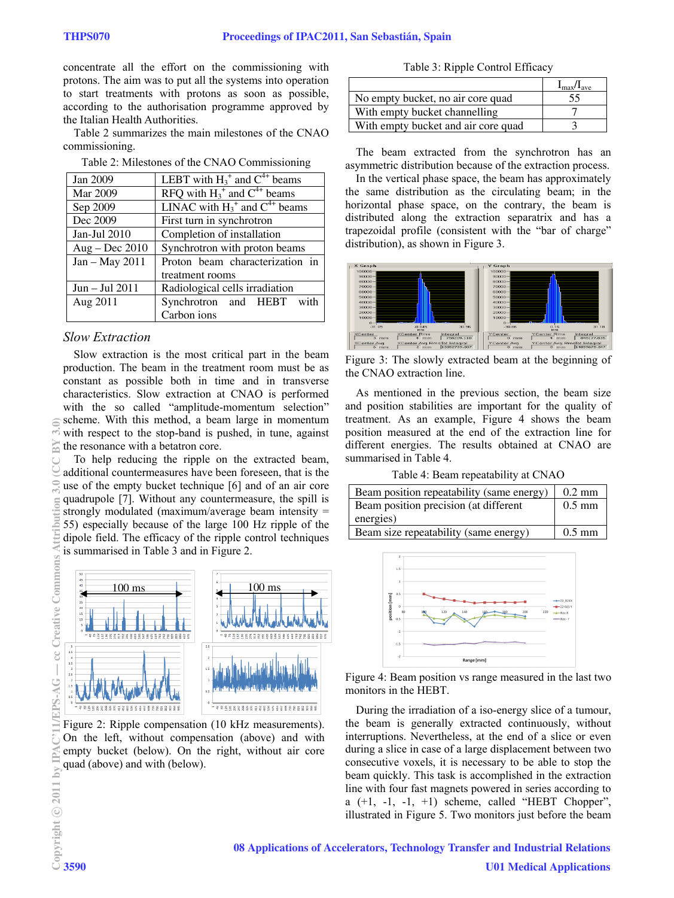concentrate all the effort on the commissioning with protons. The aim was to put all the systems into operation to start treatments with protons as soon as possible, according to the authorisation programme approved by the Italian Health Authorities.

Table 2 summarizes the main milestones of the CNAO commissioning.

Table 2: Milestones of the CNAO Commissioning

| | |
|---|---|
| Jan 2009 | LEBT with $H_3^+$ and $C^{4+}$ beams |
| Mar 2009 | RFQ with $H_3^+$ and $C^{4+}$ beams |
| Sep 2009 | LINAC with $H_3^+$ and $C^{4+}$ beams |
| Dec 2009 | First turn in synchrotron |
| Jan-Jul 2010 | Completion of installation |
| Aug – Dec 2010 | Synchrotron with proton beams |
| Jan – May 2011 | Proton beam characterization in treatment rooms |
| Jun – Jul 2011 | Radiological cells irradiation |
| Aug 2011 | Synchrotron and HEBT with Carbon ions |

### *Slow Extraction*

Slow extraction is the most critical part in the beam production. The beam in the treatment room must be as constant as possible both in time and in transverse characteristics. Slow extraction at CNAO is performed with the so called "amplitude-momentum selection" scheme. With this method, a beam large in momentum with respect to the stop-band is pushed, in tune, against the resonance with a betatron core.

To help reducing the ripple on the extracted beam, additional countermeasures have been foreseen, that is the use of the empty bucket technique [6] and of an air core quadrupole [7]. Without any countermeasure, the spill is strongly modulated (maximum/average beam intensity = 55) especially because of the large 100 Hz ripple of the dipole field. The efficacy of the ripple control techniques is summarised in Table 3 and in Figure 2.

Figure 2: Ripple compensation (10 kHz measurements). On the left, without compensation (above) and with empty bucket (below). On the right, without air core quad (above) and with (below).

Table 3: Ripple Control Efficacy

| | $I_{max}/I_{ave}$ |
|---|---|
| No empty bucket, no air core quad | 55 |
| With empty bucket channelling | 7 |
| With empty bucket and air core quad | 3 |

The beam extracted from the synchrotron has an asymmetric distribution because of the extraction process. In the vertical phase space, the beam has approximately the same distribution as the circulating beam; in the horizontal phase space, on the contrary, the beam is distributed along the extraction separatrix and has a trapezoidal profile (consistent with the "bar of charge" distribution), as shown in Figure 3.

Figure 3: The slowly extracted beam at the beginning of the CNAO extraction line.

As mentioned in the previous section, the beam size and position stabilities are important for the quality of treatment. As an example, Figure 4 shows the beam position measured at the end of the extraction line for different energies. The results obtained at CNAO are summarised in Table 4.

Table 4: Beam repeatability at CNAO

| | |
|---|---|
| Beam position repeatability (same energy) | 0.2 mm |
| Beam position precision (at different energies) | 0.5 mm |
| Beam size repeatability (same energy) | 0.5 mm |

Figure 4: Beam position vs range measured in the last two monitors in the HEBT.

During the irradiation of a iso-energy slice of a tumour, the beam is generally extracted continuously, without interruptions. Nevertheless, at the end of a slice or even during a slice in case of a large displacement between two consecutive voxels, it is necessary to be able to stop the beam quickly. This task is accomplished in the extraction line with four fast magnets powered in series according to a (+1, -1, -1, +1) scheme, called "HEBT Chopper", illustrated in Figure 5. Two monitors just before the beam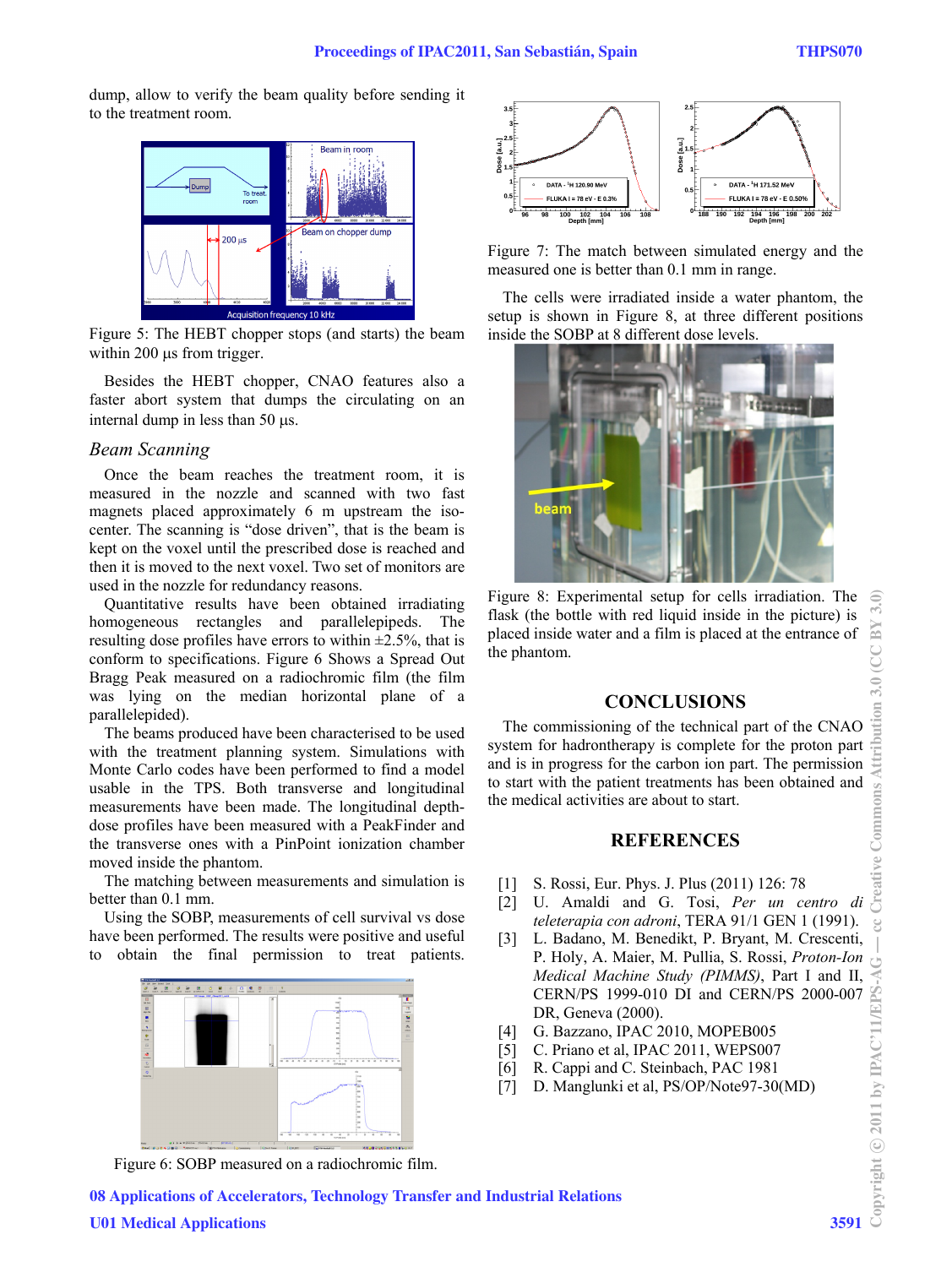dump, allow to verify the beam quality before sending it to the treatment room.

Dump

To treat. room

Beam in room

200 µs

Beam on chopper dump

Acquisition frequency 10 kHz

Figure 5: The HEBT chopper stops (and starts) the beam within 200 µs from trigger.

Besides the HEBT chopper, CNAO features also a faster abort system that dumps the circulating on an internal dump in less than 50 µs.

## *Beam Scanning*

Once the beam reaches the treatment room, it is measured in the nozzle and scanned with two fast magnets placed approximately 6 m upstream the iso-center. The scanning is "dose driven", that is the beam is kept on the voxel until the prescribed dose is reached and then it is moved to the next voxel. Two set of monitors are used in the nozzle for redundancy reasons.

Quantitative results have been obtained irradiating homogeneous rectangles and parallelepipeds. The resulting dose profiles have errors to within ±2.5%, that is conform to specifications. Figure 6 Shows a Spread Out Bragg Peak measured on a radiochromic film (the film was lying on the median horizontal plane of a parallelepided).

The beams produced have been characterised to be used with the treatment planning system. Simulations with Monte Carlo codes have been performed to find a model usable in the TPS. Both transverse and longitudinal measurements have been made. The longitudinal depth-dose profiles have been measured with a PeakFinder and the transverse ones with a PinPoint ionization chamber moved inside the phantom.

The matching between measurements and simulation is better than 0.1 mm.

Using the SOBP, measurements of cell survival vs dose have been performed. The results were positive and useful to obtain the final permission to treat patients.

Figure 6: SOBP measured on a radiochromic film.

Dose [a.u.]

DATA - $^{1}$H 120.90 MeV

FLUKA I = 78 eV - E 0.3%

Depth [mm]

DATA - $^{1}$H 171.52 MeV

FLUKA I = 78 eV - E 0.50%

Depth [mm]

Figure 7: The match between simulated energy and the measured one is better than 0.1 mm in range.

The cells were irradiated inside a water phantom, the setup is shown in Figure 8, at three different positions inside the SOBP at 8 different dose levels.

beam

Figure 8: Experimental setup for cells irradiation. The flask (the bottle with red liquid inside in the picture) is placed inside water and a film is placed at the entrance of the phantom.

## CONCLUSIONS

The commissioning of the technical part of the CNAO system for hadrontherapy is complete for the proton part and is in progress for the carbon ion part. The permission to start with the patient treatments has been obtained and the medical activities are about to start.

## REFERENCES

[1] S. Rossi, Eur. Phys. J. Plus (2011) 126: 78

[2] U. Amaldi and G. Tosi, *Per un centro di teleterapia con adroni*, TERA 91/1 GEN 1 (1991).

[3] L. Badano, M. Benedikt, P. Bryant, M. Crescenti, P. Holy, A. Maier, M. Pullia, S. Rossi, *Proton-Ion Medical Machine Study (PIMMS)*, Part I and II, CERN/PS 1999-010 DI and CERN/PS 2000-007 DR, Geneva (2000).

[4] G. Bazzano, IPAC 2010, MOPEB005

[5] C. Priano et al, IPAC 2011, WEPS007

[6] R. Cappi and C. Steinbach, PAC 1981

[7] D. Manglunki et al, PS/OP/Note97-30(MD)